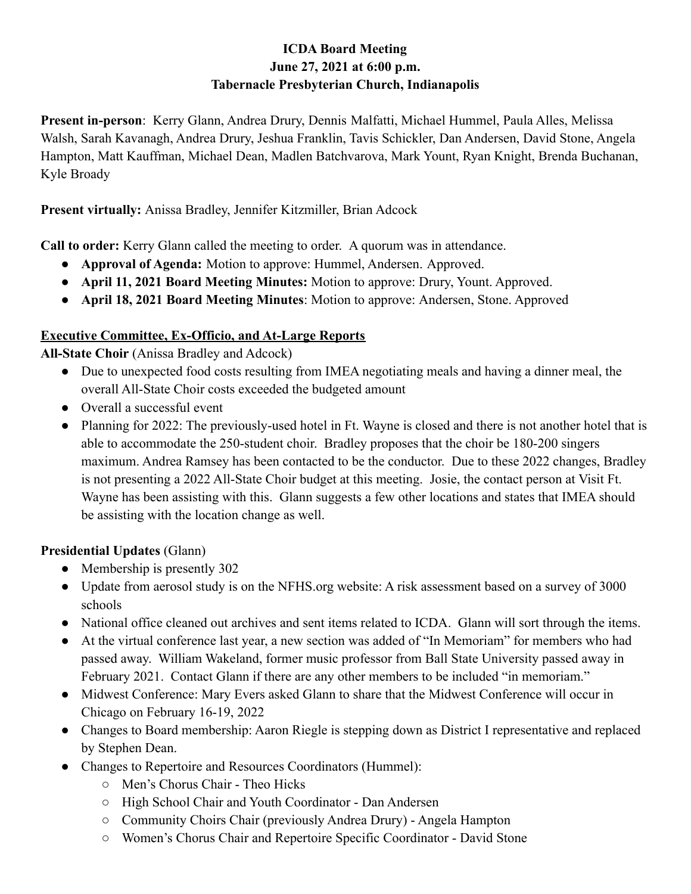**ICDA Board Meeting**
**June 27, 2021 at 6:00 p.m.**
**Tabernacle Presbyterian Church, Indianapolis**

**Present in-person**: Kerry Glann, Andrea Drury, Dennis Malfatti, Michael Hummel, Paula Alles, Melissa Walsh, Sarah Kavanagh, Andrea Drury, Jeshua Franklin, Tavis Schickler, Dan Andersen, David Stone, Angela Hampton, Matt Kauffman, Michael Dean, Madlen Batchvarova, Mark Yount, Ryan Knight, Brenda Buchanan, Kyle Broady

**Present virtually:** Anissa Bradley, Jennifer Kitzmiller, Brian Adcock

**Call to order:** Kerry Glann called the meeting to order. A quorum was in attendance.

- **Approval of Agenda:** Motion to approve: Hummel, Andersen. Approved.
- **April 11, 2021 Board Meeting Minutes:** Motion to approve: Drury, Yount. Approved.
- **April 18, 2021 Board Meeting Minutes**: Motion to approve: Andersen, Stone. Approved

**Executive Committee, Ex-Officio, and At-Large Reports**

**All-State Choir** (Anissa Bradley and Adcock)

- Due to unexpected food costs resulting from IMEA negotiating meals and having a dinner meal, the overall All-State Choir costs exceeded the budgeted amount
- Overall a successful event
- Planning for 2022: The previously-used hotel in Ft. Wayne is closed and there is not another hotel that is able to accommodate the 250-student choir. Bradley proposes that the choir be 180-200 singers maximum. Andrea Ramsey has been contacted to be the conductor. Due to these 2022 changes, Bradley is not presenting a 2022 All-State Choir budget at this meeting. Josie, the contact person at Visit Ft. Wayne has been assisting with this. Glann suggests a few other locations and states that IMEA should be assisting with the location change as well.

**Presidential Updates** (Glann)

- Membership is presently 302
- Update from aerosol study is on the NFHS.org website: A risk assessment based on a survey of 3000 schools
- National office cleaned out archives and sent items related to ICDA. Glann will sort through the items.
- At the virtual conference last year, a new section was added of "In Memoriam" for members who had passed away. William Wakeland, former music professor from Ball State University passed away in February 2021. Contact Glann if there are any other members to be included "in memoriam."
- Midwest Conference: Mary Evers asked Glann to share that the Midwest Conference will occur in Chicago on February 16-19, 2022
- Changes to Board membership: Aaron Riegle is stepping down as District I representative and replaced by Stephen Dean.
- Changes to Repertoire and Resources Coordinators (Hummel):
  - Men's Chorus Chair - Theo Hicks
  - High School Chair and Youth Coordinator - Dan Andersen
  - Community Choirs Chair (previously Andrea Drury) - Angela Hampton
  - Women's Chorus Chair and Repertoire Specific Coordinator - David Stone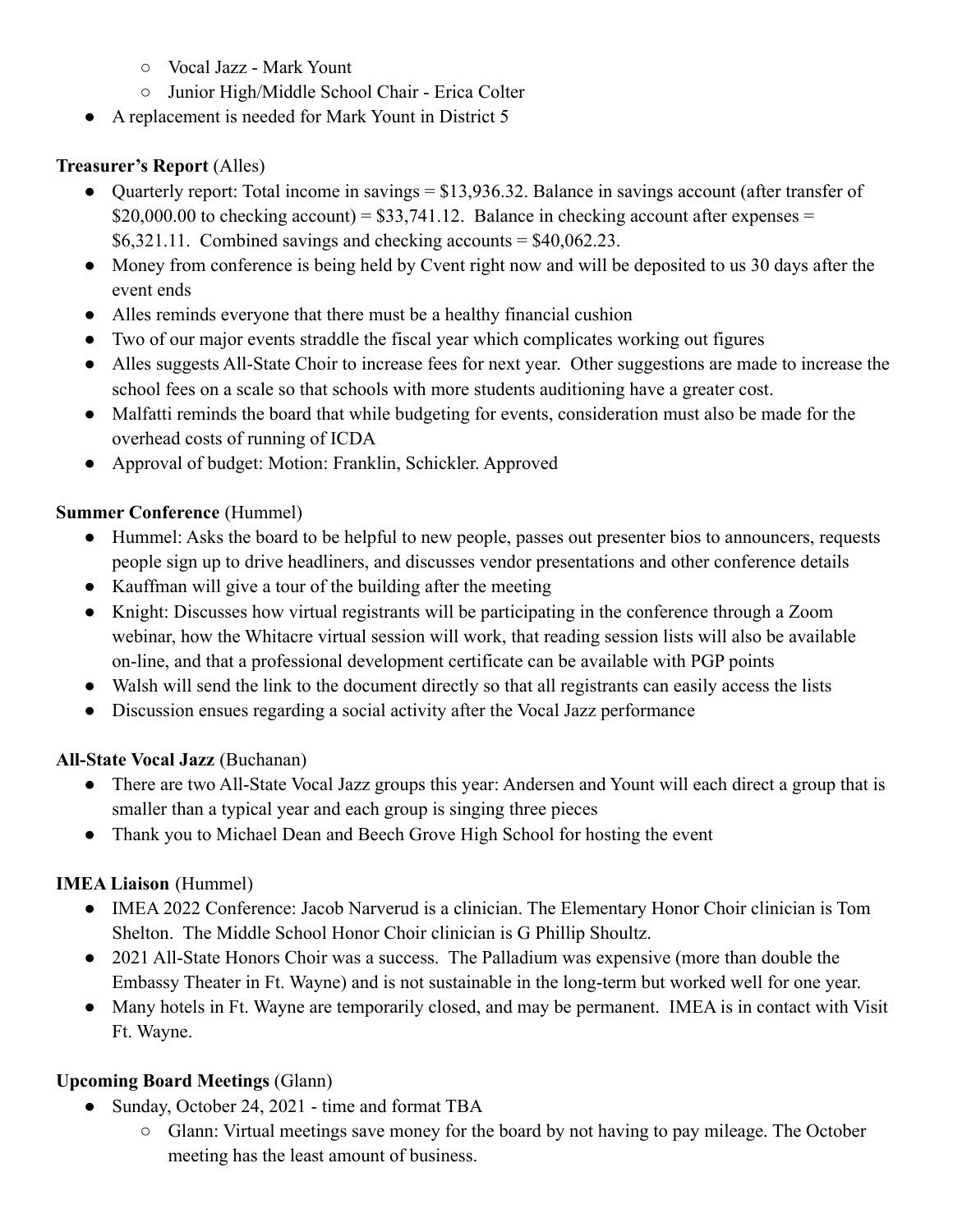- Vocal Jazz - Mark Yount
  - Junior High/Middle School Chair - Erica Colter
- A replacement is needed for Mark Yount in District 5

**Treasurer's Report** (Alles)

- Quarterly report: Total income in savings = $13,936.32. Balance in savings account (after transfer of $20,000.00 to checking account) = $33,741.12. Balance in checking account after expenses = $6,321.11. Combined savings and checking accounts = $40,062.23.
- Money from conference is being held by Cvent right now and will be deposited to us 30 days after the event ends
- Alles reminds everyone that there must be a healthy financial cushion
- Two of our major events straddle the fiscal year which complicates working out figures
- Alles suggests All-State Choir to increase fees for next year. Other suggestions are made to increase the school fees on a scale so that schools with more students auditioning have a greater cost.
- Malfatti reminds the board that while budgeting for events, consideration must also be made for the overhead costs of running of ICDA
- Approval of budget: Motion: Franklin, Schickler. Approved

**Summer Conference** (Hummel)

- Hummel: Asks the board to be helpful to new people, passes out presenter bios to announcers, requests people sign up to drive headliners, and discusses vendor presentations and other conference details
- Kauffman will give a tour of the building after the meeting
- Knight: Discusses how virtual registrants will be participating in the conference through a Zoom webinar, how the Whitacre virtual session will work, that reading session lists will also be available on-line, and that a professional development certificate can be available with PGP points
- Walsh will send the link to the document directly so that all registrants can easily access the lists
- Discussion ensues regarding a social activity after the Vocal Jazz performance

**All-State Vocal Jazz** (Buchanan)

- There are two All-State Vocal Jazz groups this year: Andersen and Yount will each direct a group that is smaller than a typical year and each group is singing three pieces
- Thank you to Michael Dean and Beech Grove High School for hosting the event

**IMEA Liaison** (Hummel)

- IMEA 2022 Conference: Jacob Narverud is a clinician. The Elementary Honor Choir clinician is Tom Shelton. The Middle School Honor Choir clinician is G Phillip Shoultz.
- 2021 All-State Honors Choir was a success. The Palladium was expensive (more than double the Embassy Theater in Ft. Wayne) and is not sustainable in the long-term but worked well for one year.
- Many hotels in Ft. Wayne are temporarily closed, and may be permanent. IMEA is in contact with Visit Ft. Wayne.

**Upcoming Board Meetings** (Glann)

- Sunday, October 24, 2021 - time and format TBA
  - Glann: Virtual meetings save money for the board by not having to pay mileage. The October meeting has the least amount of business.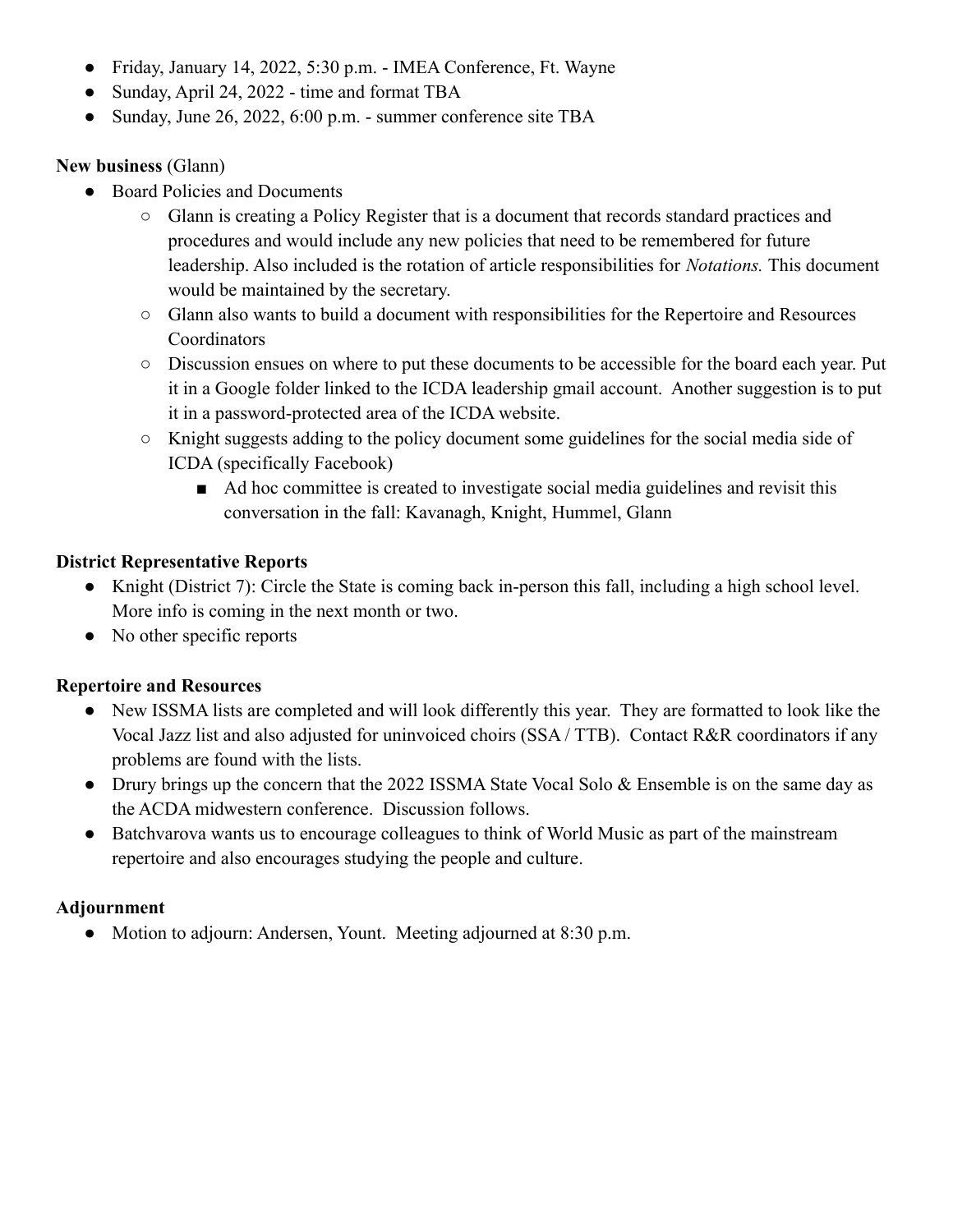- Friday, January 14, 2022, 5:30 p.m. - IMEA Conference, Ft. Wayne
- Sunday, April 24, 2022 - time and format TBA
- Sunday, June 26, 2022, 6:00 p.m. - summer conference site TBA

**New business** (Glann)

- Board Policies and Documents
  - Glann is creating a Policy Register that is a document that records standard practices and procedures and would include any new policies that need to be remembered for future leadership. Also included is the rotation of article responsibilities for *Notations.* This document would be maintained by the secretary.
  - Glann also wants to build a document with responsibilities for the Repertoire and Resources Coordinators
  - Discussion ensues on where to put these documents to be accessible for the board each year. Put it in a Google folder linked to the ICDA leadership gmail account. Another suggestion is to put it in a password-protected area of the ICDA website.
  - Knight suggests adding to the policy document some guidelines for the social media side of ICDA (specifically Facebook)
    - Ad hoc committee is created to investigate social media guidelines and revisit this conversation in the fall: Kavanagh, Knight, Hummel, Glann

**District Representative Reports**

- Knight (District 7): Circle the State is coming back in-person this fall, including a high school level. More info is coming in the next month or two.
- No other specific reports

**Repertoire and Resources**

- New ISSMA lists are completed and will look differently this year. They are formatted to look like the Vocal Jazz list and also adjusted for uninvoiced choirs (SSA / TTB). Contact R&R coordinators if any problems are found with the lists.
- Drury brings up the concern that the 2022 ISSMA State Vocal Solo & Ensemble is on the same day as the ACDA midwestern conference. Discussion follows.
- Batchvarova wants us to encourage colleagues to think of World Music as part of the mainstream repertoire and also encourages studying the people and culture.

**Adjournment**

- Motion to adjourn: Andersen, Yount. Meeting adjourned at 8:30 p.m.